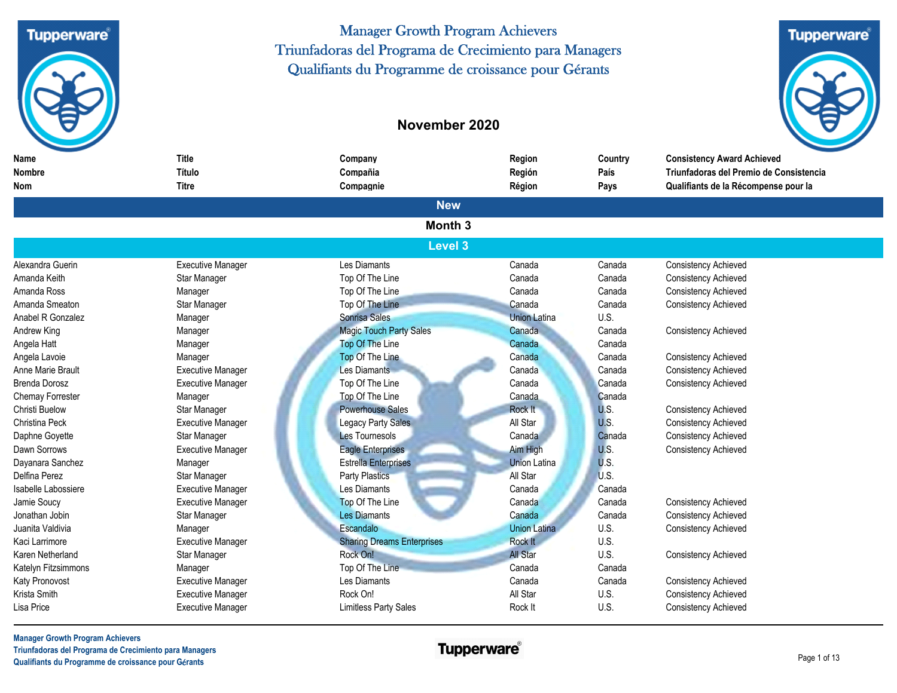# Manager Growth Program Achievers
# Triunfadoras del Programa de Crecimiento para Managers
# Qualifiants du Programme de croissance pour Gérants

## November 2020

| Name<br>Nombre<br>Nom | Title<br>Título<br>Titre | Company<br>Compañia<br>Compagnie | Region<br>Región<br>Région | Country<br>País<br>Pays | Consistency Award Achieved<br>Triunfadoras del Premio de Consistencia<br>Qualifiants de la Récompense pour la |
|---|---|---|---|---|---|
| **New** | | | | | |
| **Month 3** | | | | | |
| **Level 3** | | | | | |
| Alexandra Guerin | Executive Manager | Les Diamants | Canada | Canada | Consistency Achieved |
| Amanda Keith | Star Manager | Top Of The Line | Canada | Canada | Consistency Achieved |
| Amanda Ross | Manager | Top Of The Line | Canada | Canada | Consistency Achieved |
| Amanda Smeaton | Star Manager | Top Of The Line | Canada | Canada | Consistency Achieved |
| Anabel R Gonzalez | Manager | Sonrisa Sales | Union Latina | U.S. | |
| Andrew King | Manager | Magic Touch Party Sales | Canada | Canada | Consistency Achieved |
| Angela Hatt | Manager | Top Of The Line | Canada | Canada | |
| Angela Lavoie | Manager | Top Of The Line | Canada | Canada | Consistency Achieved |
| Anne Marie Brault | Executive Manager | Les Diamants | Canada | Canada | Consistency Achieved |
| Brenda Dorosz | Executive Manager | Top Of The Line | Canada | Canada | Consistency Achieved |
| Chemay Forrester | Manager | Top Of The Line | Canada | Canada | |
| Christi Buelow | Star Manager | Powerhouse Sales | Rock It | U.S. | Consistency Achieved |
| Christina Peck | Executive Manager | Legacy Party Sales | All Star | U.S. | Consistency Achieved |
| Daphne Goyette | Star Manager | Les Tournesols | Canada | Canada | Consistency Achieved |
| Dawn Sorrows | Executive Manager | Eagle Enterprises | Aim High | U.S. | Consistency Achieved |
| Dayanara Sanchez | Manager | Estrella Enterprises | Union Latina | U.S. | |
| Delfina Perez | Star Manager | Party Plastics | All Star | U.S. | |
| Isabelle Labossiere | Executive Manager | Les Diamants | Canada | Canada | |
| Jamie Soucy | Executive Manager | Top Of The Line | Canada | Canada | Consistency Achieved |
| Jonathan Jobin | Star Manager | Les Diamants | Canada | Canada | Consistency Achieved |
| Juanita Valdivia | Manager | Escandalo | Union Latina | U.S. | Consistency Achieved |
| Kaci Larrimore | Executive Manager | Sharing Dreams Enterprises | Rock It | U.S. | |
| Karen Netherland | Star Manager | Rock On! | All Star | U.S. | Consistency Achieved |
| Katelyn Fitzsimmons | Manager | Top Of The Line | Canada | Canada | |
| Katy Pronovost | Executive Manager | Les Diamants | Canada | Canada | Consistency Achieved |
| Krista Smith | Executive Manager | Rock On! | All Star | U.S. | Consistency Achieved |
| Lisa Price | Executive Manager | Limitless Party Sales | Rock It | U.S. | Consistency Achieved |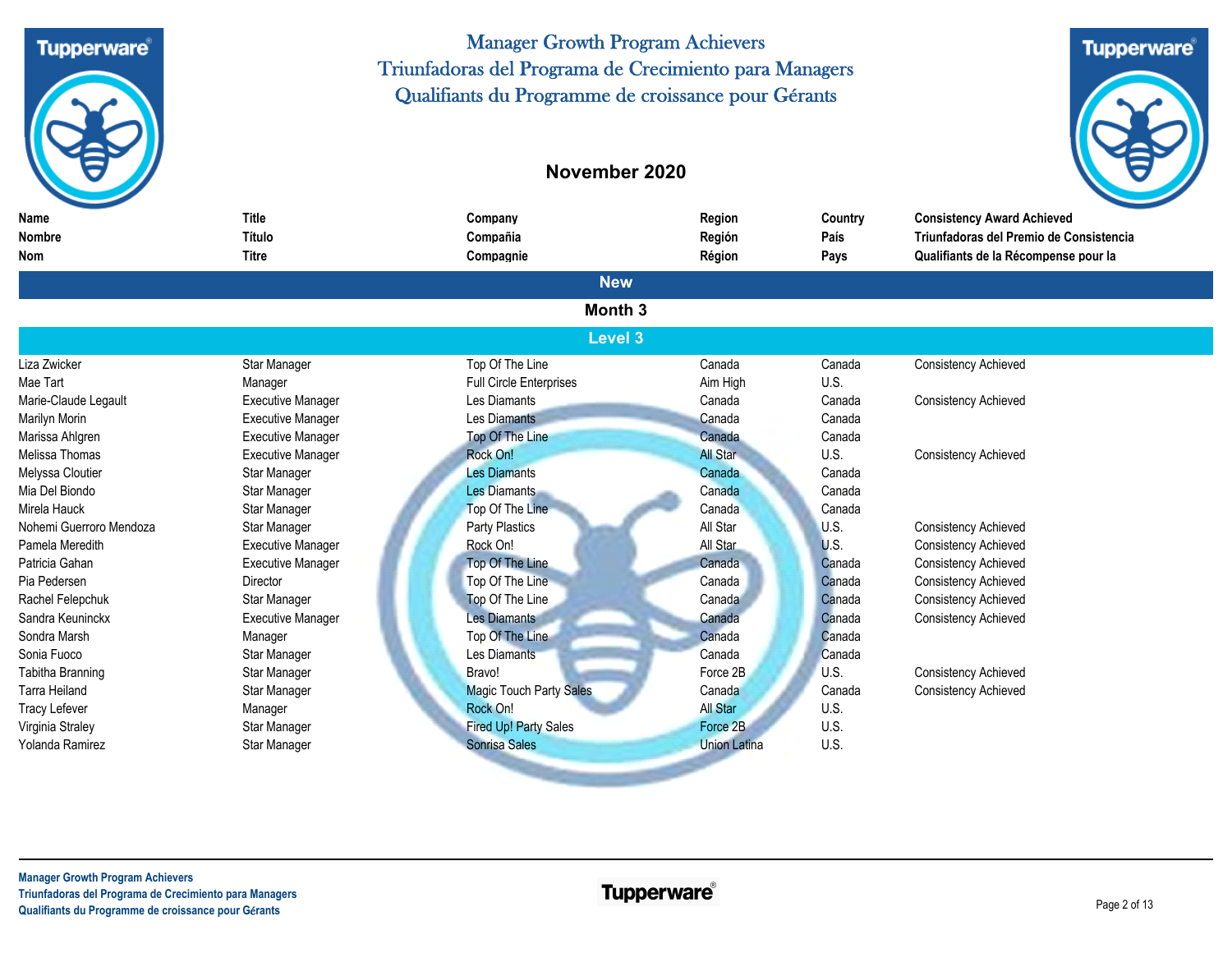# Manager Growth Program Achievers
# Triunfadoras del Programa de Crecimiento para Managers
# Qualifiants du Programme de croissance pour Gérants

## November 2020

| Name<br>Nombre<br>Nom | Title<br>Título<br>Titre | Company<br>Compañia<br>Compagnie | Region<br>Región<br>Région | Country<br>País<br>Pays | Consistency Award Achieved<br>Triunfadoras del Premio de Consistencia<br>Qualifiants de la Récompense pour la |
|---|---|---|---|---|---|
| **New** | | | | | |
| **Month 3** | | | | | |
| **Level 3** | | | | | |
| Liza Zwicker | Star Manager | Top Of The Line | Canada | Canada | Consistency Achieved |
| Mae Tart | Manager | Full Circle Enterprises | Aim High | U.S. | |
| Marie-Claude Legault | Executive Manager | Les Diamants | Canada | Canada | Consistency Achieved |
| Marilyn Morin | Executive Manager | Les Diamants | Canada | Canada | |
| Marissa Ahlgren | Executive Manager | Top Of The Line | Canada | Canada | |
| Melissa Thomas | Executive Manager | Rock On! | All Star | U.S. | Consistency Achieved |
| Melyssa Cloutier | Star Manager | Les Diamants | Canada | Canada | |
| Mia Del Biondo | Star Manager | Les Diamants | Canada | Canada | |
| Mirela Hauck | Star Manager | Top Of The Line | Canada | Canada | |
| Nohemi Guerroro Mendoza | Star Manager | Party Plastics | All Star | U.S. | Consistency Achieved |
| Pamela Meredith | Executive Manager | Rock On! | All Star | U.S. | Consistency Achieved |
| Patricia Gahan | Executive Manager | Top Of The Line | Canada | Canada | Consistency Achieved |
| Pia Pedersen | Director | Top Of The Line | Canada | Canada | Consistency Achieved |
| Rachel Felepchuk | Star Manager | Top Of The Line | Canada | Canada | Consistency Achieved |
| Sandra Keuninckx | Executive Manager | Les Diamants | Canada | Canada | Consistency Achieved |
| Sondra Marsh | Manager | Top Of The Line | Canada | Canada | |
| Sonia Fuoco | Star Manager | Les Diamants | Canada | Canada | |
| Tabitha Branning | Star Manager | Bravo! | Force 2B | U.S. | Consistency Achieved |
| Tarra Heiland | Star Manager | Magic Touch Party Sales | Canada | Canada | Consistency Achieved |
| Tracy Lefever | Manager | Rock On! | All Star | U.S. | |
| Virginia Straley | Star Manager | Fired Up! Party Sales | Force 2B | U.S. | |
| Yolanda Ramirez | Star Manager | Sonrisa Sales | Union Latina | U.S. | |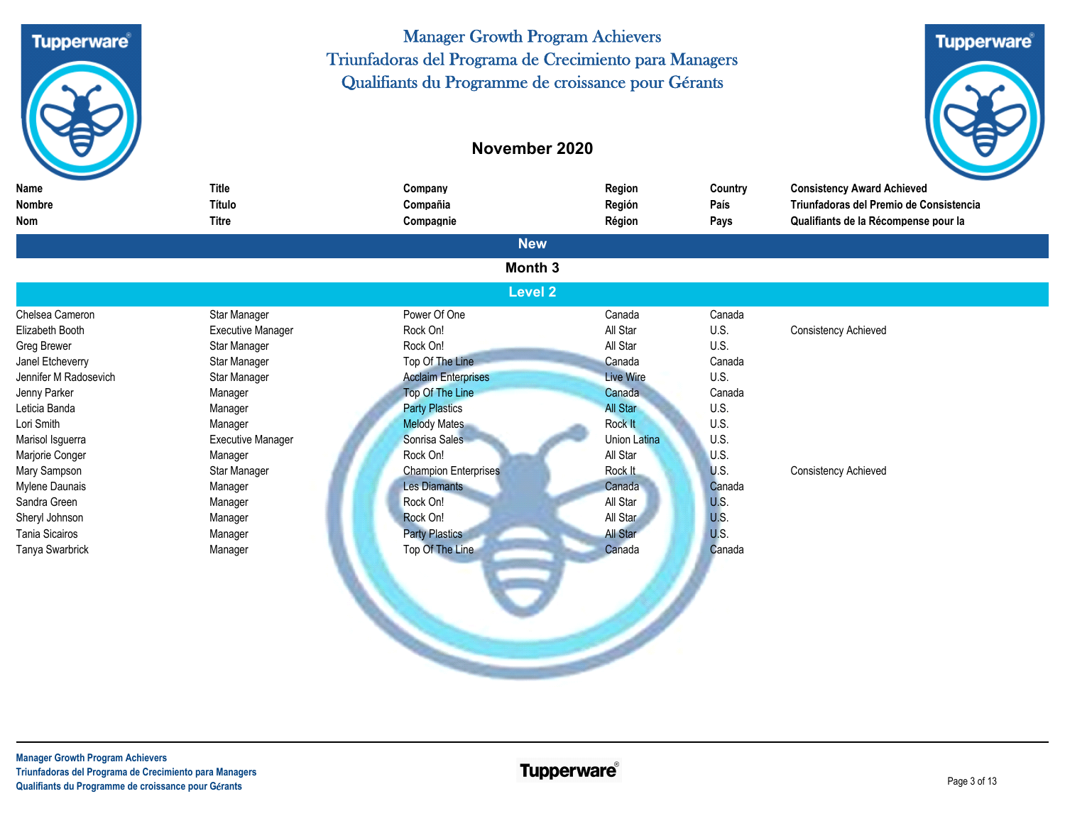# Manager Growth Program Achievers
# Triunfadoras del Programa de Crecimiento para Managers
# Qualifiants du Programme de croissance pour Gérants

## November 2020

| Name / Nombre / Nom | Title / Título / Titre | Company / Compañia / Compagnie | Region / Región / Région | Country / País / Pays | Consistency Award Achieved / Triunfadoras del Premio de Consistencia / Qualifiants de la Récompense pour la |
|---|---|---|---|---|---|
| **New** | | | | | |
| **Month 3** | | | | | |
| **Level 2** | | | | | |
| Chelsea Cameron | Star Manager | Power Of One | Canada | Canada | |
| Elizabeth Booth | Executive Manager | Rock On! | All Star | U.S. | Consistency Achieved |
| Greg Brewer | Star Manager | Rock On! | All Star | U.S. | |
| Janel Etcheverry | Star Manager | Top Of The Line | Canada | Canada | |
| Jennifer M Radosevich | Star Manager | Acclaim Enterprises | Live Wire | U.S. | |
| Jenny Parker | Manager | Top Of The Line | Canada | Canada | |
| Leticia Banda | Manager | Party Plastics | All Star | U.S. | |
| Lori Smith | Manager | Melody Mates | Rock It | U.S. | |
| Marisol Isguerra | Executive Manager | Sonrisa Sales | Union Latina | U.S. | |
| Marjorie Conger | Manager | Rock On! | All Star | U.S. | |
| Mary Sampson | Star Manager | Champion Enterprises | Rock It | U.S. | Consistency Achieved |
| Mylene Daunais | Manager | Les Diamants | Canada | Canada | |
| Sandra Green | Manager | Rock On! | All Star | U.S. | |
| Sheryl Johnson | Manager | Rock On! | All Star | U.S. | |
| Tania Sicairos | Manager | Party Plastics | All Star | U.S. | |
| Tanya Swarbrick | Manager | Top Of The Line | Canada | Canada | |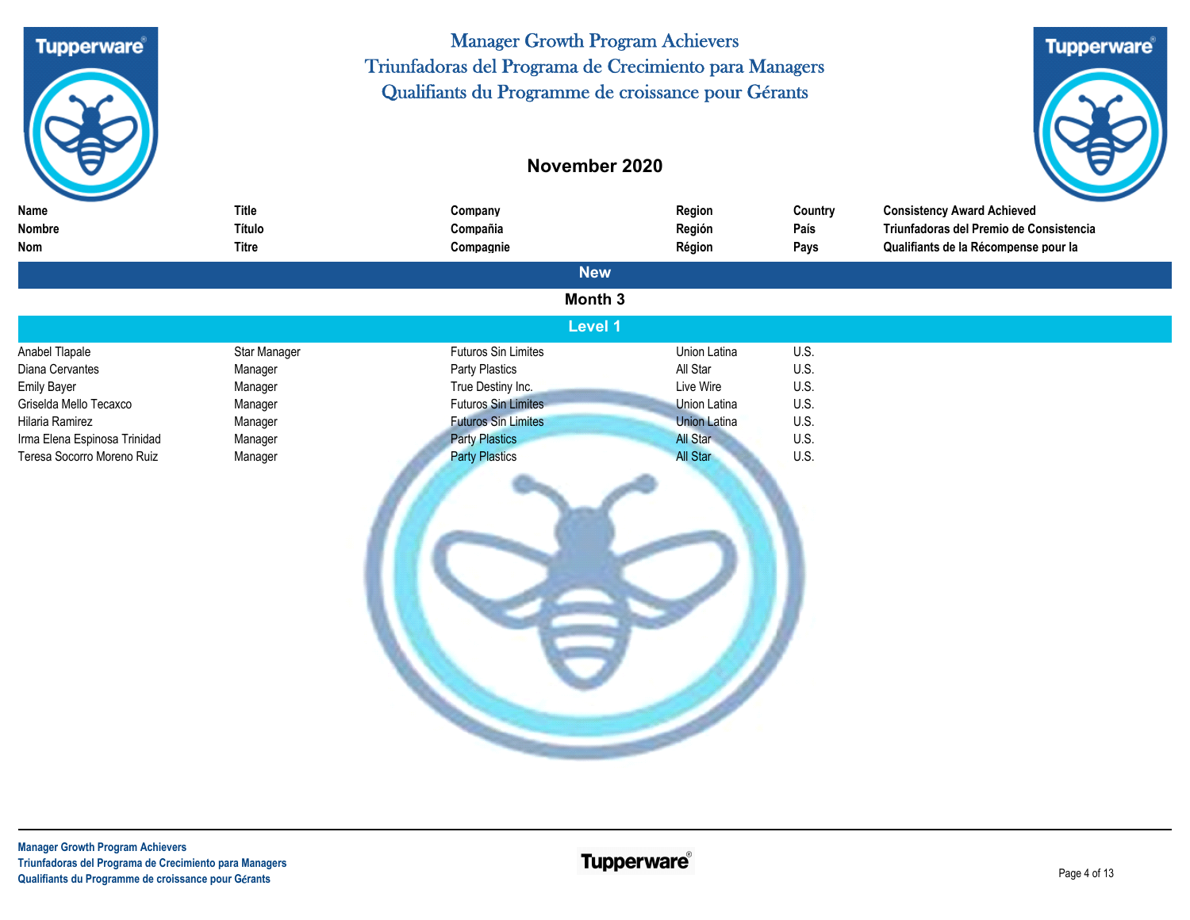# Manager Growth Program Achievers
# Triunfadoras del Programa de Crecimiento para Managers
# Qualifiants du Programme de croissance pour Gérants

## November 2020

| Name<br>Nombre<br>Nom | Title<br>Título<br>Titre | Company<br>Compañia<br>Compagnie | Region<br>Región<br>Région | Country<br>País<br>Pays | Consistency Award Achieved<br>Triunfadoras del Premio de Consistencia<br>Qualifiants de la Récompense pour la |
|---|---|---|---|---|---|
| **New** | | | | | |
| **Month 3** | | | | | |
| **Level 1** | | | | | |
| Anabel Tlapale | Star Manager | Futuros Sin Limites | Union Latina | U.S. | |
| Diana Cervantes | Manager | Party Plastics | All Star | U.S. | |
| Emily Bayer | Manager | True Destiny Inc. | Live Wire | U.S. | |
| Griselda Mello Tecaxco | Manager | Futuros Sin Limites | Union Latina | U.S. | |
| Hilaria Ramirez | Manager | Futuros Sin Limites | Union Latina | U.S. | |
| Irma Elena Espinosa Trinidad | Manager | Party Plastics | All Star | U.S. | |
| Teresa Socorro Moreno Ruiz | Manager | Party Plastics | All Star | U.S. | |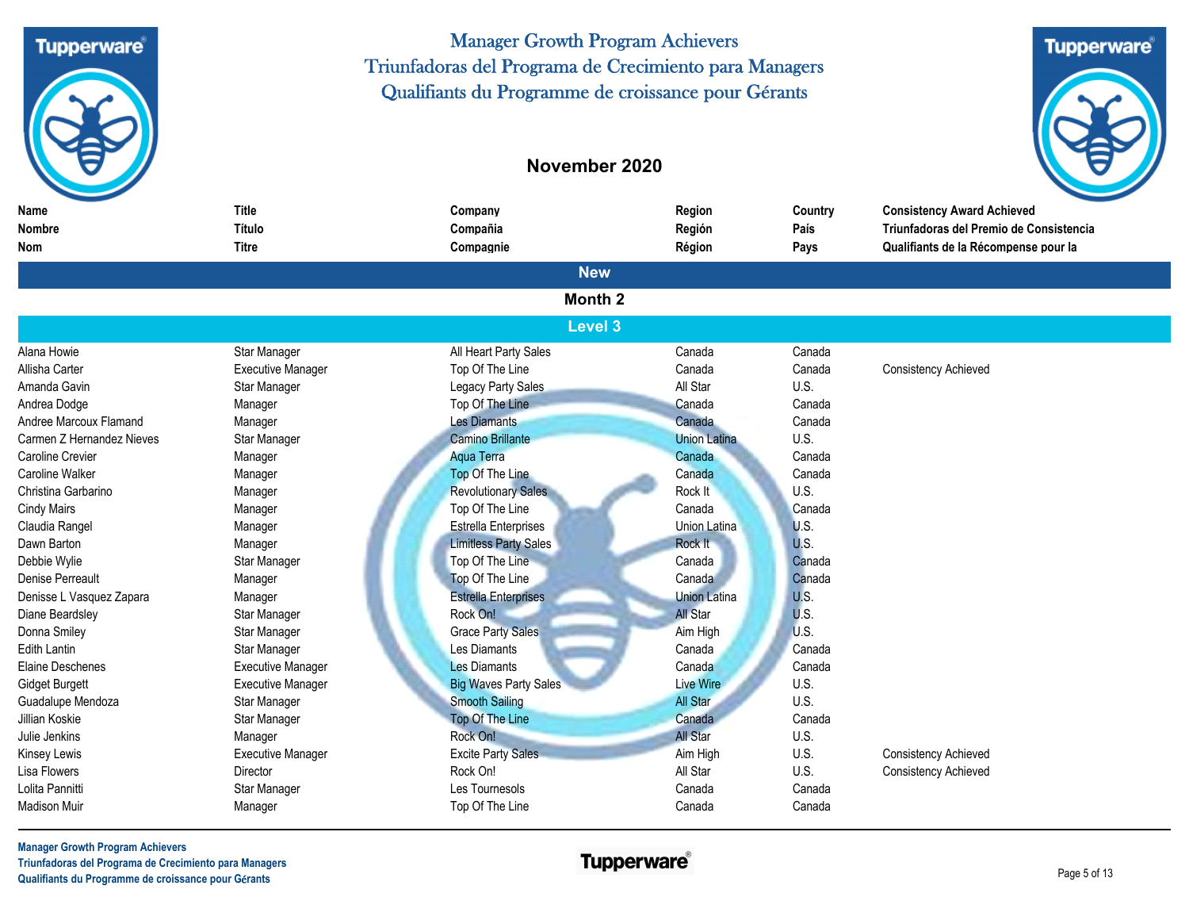# Manager Growth Program Achievers
# Triunfadoras del Programa de Crecimiento para Managers
# Qualifiants du Programme de croissance pour Gérants

## November 2020

| Name<br>Nombre<br>Nom | Title<br>Título<br>Titre | Company<br>Compañia<br>Compagnie | Region<br>Región<br>Région | Country<br>País<br>Pays | Consistency Award Achieved<br>Triunfadoras del Premio de Consistencia<br>Qualifiants de la Récompense pour la |
|---|---|---|---|---|---|
| **New** | | | | | |
| **Month 2** | | | | | |
| **Level 3** | | | | | |
| Alana Howie | Star Manager | All Heart Party Sales | Canada | Canada | |
| Allisha Carter | Executive Manager | Top Of The Line | Canada | Canada | Consistency Achieved |
| Amanda Gavin | Star Manager | Legacy Party Sales | All Star | U.S. | |
| Andrea Dodge | Manager | Top Of The Line | Canada | Canada | |
| Andree Marcoux Flamand | Manager | Les Diamants | Canada | Canada | |
| Carmen Z Hernandez Nieves | Star Manager | Camino Brillante | Union Latina | U.S. | |
| Caroline Crevier | Manager | Aqua Terra | Canada | Canada | |
| Caroline Walker | Manager | Top Of The Line | Canada | Canada | |
| Christina Garbarino | Manager | Revolutionary Sales | Rock It | U.S. | |
| Cindy Mairs | Manager | Top Of The Line | Canada | Canada | |
| Claudia Rangel | Manager | Estrella Enterprises | Union Latina | U.S. | |
| Dawn Barton | Manager | Limitless Party Sales | Rock It | U.S. | |
| Debbie Wylie | Star Manager | Top Of The Line | Canada | Canada | |
| Denise Perreault | Manager | Top Of The Line | Canada | Canada | |
| Denisse L Vasquez Zapara | Manager | Estrella Enterprises | Union Latina | U.S. | |
| Diane Beardsley | Star Manager | Rock On! | All Star | U.S. | |
| Donna Smiley | Star Manager | Grace Party Sales | Aim High | U.S. | |
| Edith Lantin | Star Manager | Les Diamants | Canada | Canada | |
| Elaine Deschenes | Executive Manager | Les Diamants | Canada | Canada | |
| Gidget Burgett | Executive Manager | Big Waves Party Sales | Live Wire | U.S. | |
| Guadalupe Mendoza | Star Manager | Smooth Sailing | All Star | U.S. | |
| Jillian Koskie | Star Manager | Top Of The Line | Canada | Canada | |
| Julie Jenkins | Manager | Rock On! | All Star | U.S. | |
| Kinsey Lewis | Executive Manager | Excite Party Sales | Aim High | U.S. | Consistency Achieved |
| Lisa Flowers | Director | Rock On! | All Star | U.S. | Consistency Achieved |
| Lolita Pannitti | Star Manager | Les Tournesols | Canada | Canada | |
| Madison Muir | Manager | Top Of The Line | Canada | Canada | |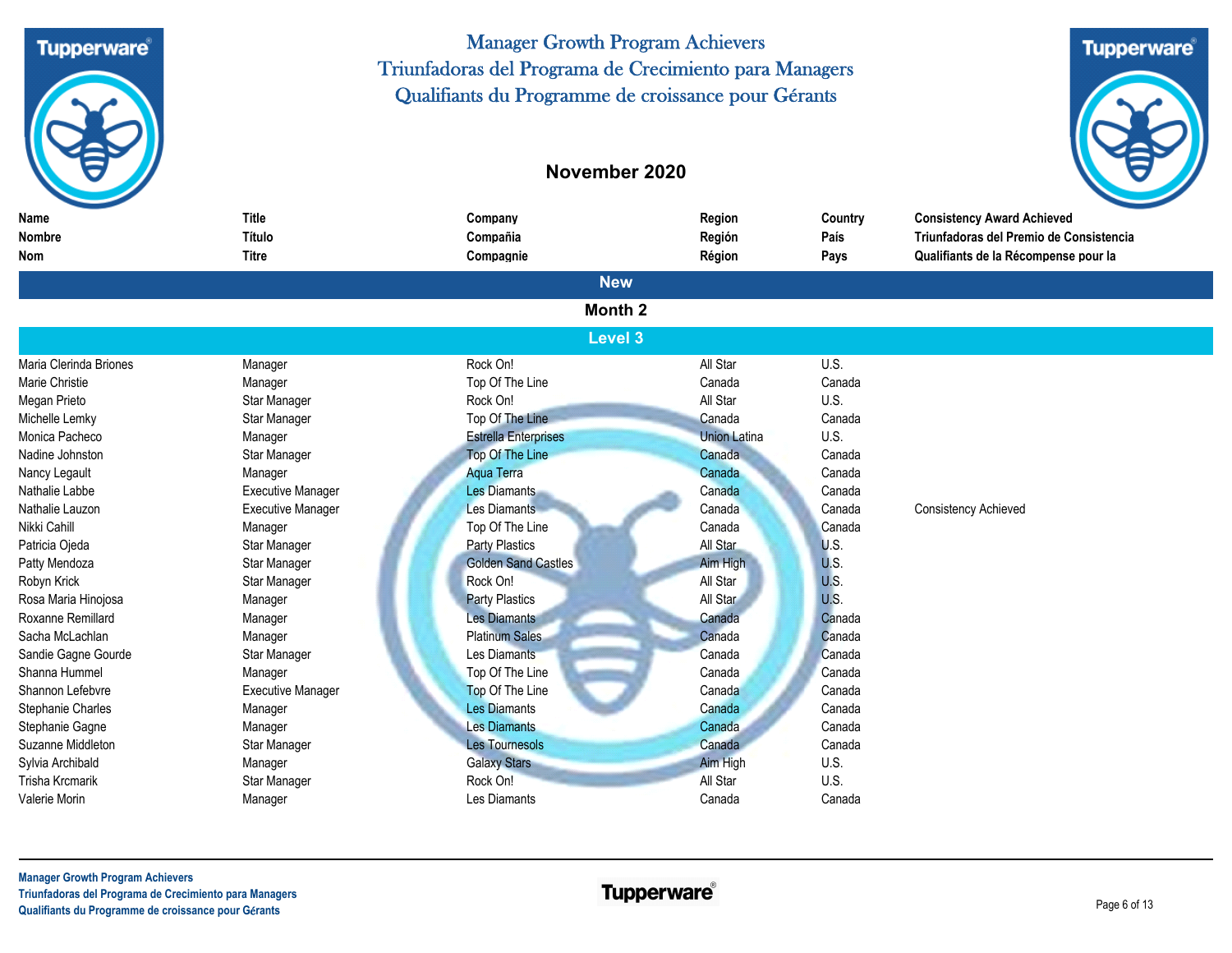# Manager Growth Program Achievers
# Triunfadoras del Programa de Crecimiento para Managers
# Qualifiants du Programme de croissance pour Gérants

## November 2020

| Name / Nombre / Nom | Title / Título / Titre | Company / Compañia / Compagnie | Region / Región / Région | Country / País / Pays | Consistency Award Achieved / Triunfadoras del Premio de Consistencia / Qualifiants de la Récompense pour la |
|---|---|---|---|---|---|
| **New** | | | | | |
| **Month 2** | | | | | |
| **Level 3** | | | | | |
| Maria Clerinda Briones | Manager | Rock On! | All Star | U.S. | |
| Marie Christie | Manager | Top Of The Line | Canada | Canada | |
| Megan Prieto | Star Manager | Rock On! | All Star | U.S. | |
| Michelle Lemky | Star Manager | Top Of The Line | Canada | Canada | |
| Monica Pacheco | Manager | Estrella Enterprises | Union Latina | U.S. | |
| Nadine Johnston | Star Manager | Top Of The Line | Canada | Canada | |
| Nancy Legault | Manager | Aqua Terra | Canada | Canada | |
| Nathalie Labbe | Executive Manager | Les Diamants | Canada | Canada | |
| Nathalie Lauzon | Executive Manager | Les Diamants | Canada | Canada | Consistency Achieved |
| Nikki Cahill | Manager | Top Of The Line | Canada | Canada | |
| Patricia Ojeda | Star Manager | Party Plastics | All Star | U.S. | |
| Patty Mendoza | Star Manager | Golden Sand Castles | Aim High | U.S. | |
| Robyn Krick | Star Manager | Rock On! | All Star | U.S. | |
| Rosa Maria Hinojosa | Manager | Party Plastics | All Star | U.S. | |
| Roxanne Remillard | Manager | Les Diamants | Canada | Canada | |
| Sacha McLachlan | Manager | Platinum Sales | Canada | Canada | |
| Sandie Gagne Gourde | Star Manager | Les Diamants | Canada | Canada | |
| Shanna Hummel | Manager | Top Of The Line | Canada | Canada | |
| Shannon Lefebvre | Executive Manager | Top Of The Line | Canada | Canada | |
| Stephanie Charles | Manager | Les Diamants | Canada | Canada | |
| Stephanie Gagne | Manager | Les Diamants | Canada | Canada | |
| Suzanne Middleton | Star Manager | Les Tournesols | Canada | Canada | |
| Sylvia Archibald | Manager | Galaxy Stars | Aim High | U.S. | |
| Trisha Krcmarik | Star Manager | Rock On! | All Star | U.S. | |
| Valerie Morin | Manager | Les Diamants | Canada | Canada | |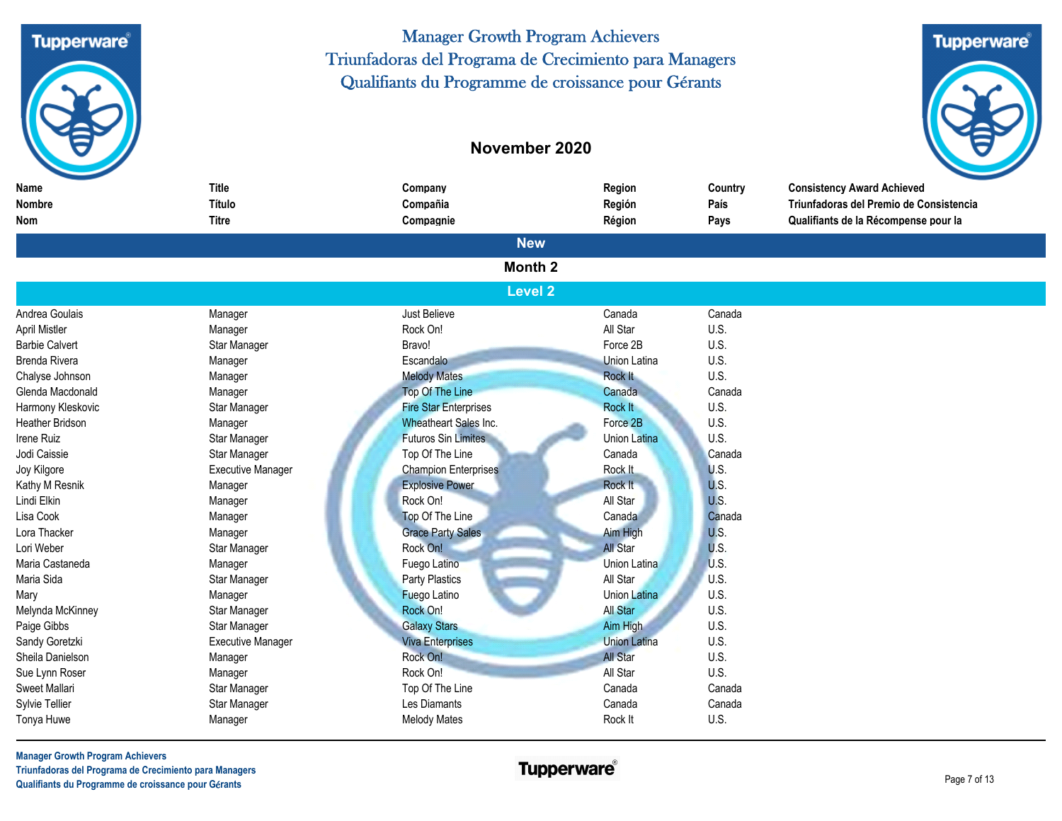# Manager Growth Program Achievers
# Triunfadoras del Programa de Crecimiento para Managers
# Qualifiants du Programme de croissance pour Gérants

## November 2020

| Name<br>Nombre<br>Nom | Title<br>Título<br>Titre | Company<br>Compañia<br>Compagnie | Region<br>Región<br>Région | Country<br>País<br>Pays | Consistency Award Achieved<br>Triunfadoras del Premio de Consistencia<br>Qualifiants de la Récompense pour la |
|---|---|---|---|---|---|
| **New** | | | | | |
| **Month 2** | | | | | |
| **Level 2** | | | | | |
| Andrea Goulais | Manager | Just Believe | Canada | Canada | |
| April Mistler | Manager | Rock On! | All Star | U.S. | |
| Barbie Calvert | Star Manager | Bravo! | Force 2B | U.S. | |
| Brenda Rivera | Manager | Escandalo | Union Latina | U.S. | |
| Chalyse Johnson | Manager | Melody Mates | Rock It | U.S. | |
| Glenda Macdonald | Manager | Top Of The Line | Canada | Canada | |
| Harmony Kleskovic | Star Manager | Fire Star Enterprises | Rock It | U.S. | |
| Heather Bridson | Manager | Wheatheart Sales Inc. | Force 2B | U.S. | |
| Irene Ruiz | Star Manager | Futuros Sin Limites | Union Latina | U.S. | |
| Jodi Caissie | Star Manager | Top Of The Line | Canada | Canada | |
| Joy Kilgore | Executive Manager | Champion Enterprises | Rock It | U.S. | |
| Kathy M Resnik | Manager | Explosive Power | Rock It | U.S. | |
| Lindi Elkin | Manager | Rock On! | All Star | U.S. | |
| Lisa Cook | Manager | Top Of The Line | Canada | Canada | |
| Lora Thacker | Manager | Grace Party Sales | Aim High | U.S. | |
| Lori Weber | Star Manager | Rock On! | All Star | U.S. | |
| Maria Castaneda | Manager | Fuego Latino | Union Latina | U.S. | |
| Maria Sida | Star Manager | Party Plastics | All Star | U.S. | |
| Mary | Manager | Fuego Latino | Union Latina | U.S. | |
| Melynda McKinney | Star Manager | Rock On! | All Star | U.S. | |
| Paige Gibbs | Star Manager | Galaxy Stars | Aim High | U.S. | |
| Sandy Goretzki | Executive Manager | Viva Enterprises | Union Latina | U.S. | |
| Sheila Danielson | Manager | Rock On! | All Star | U.S. | |
| Sue Lynn Roser | Manager | Rock On! | All Star | U.S. | |
| Sweet Mallari | Star Manager | Top Of The Line | Canada | Canada | |
| Sylvie Tellier | Star Manager | Les Diamants | Canada | Canada | |
| Tonya Huwe | Manager | Melody Mates | Rock It | U.S. | |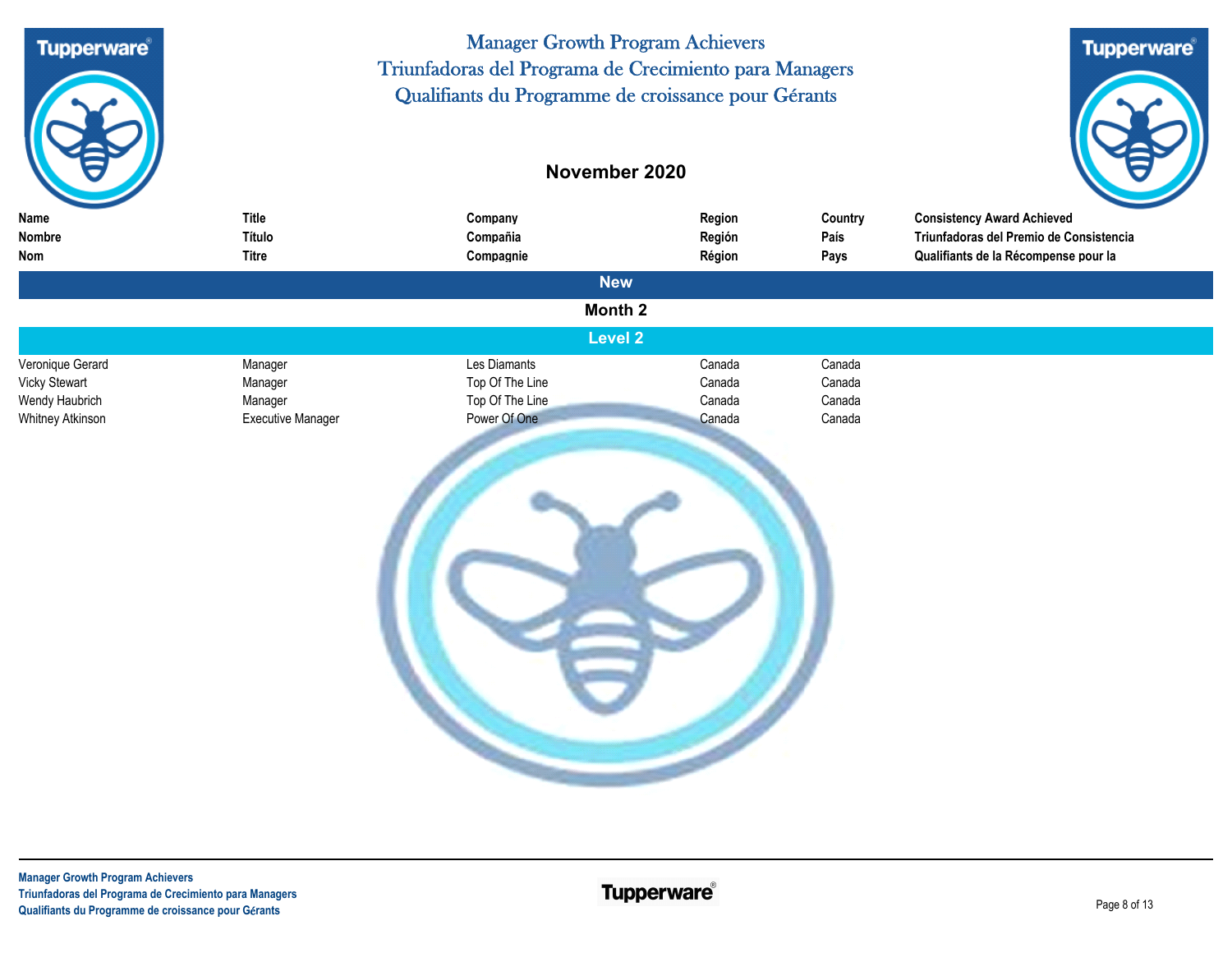# Manager Growth Program Achievers
# Triunfadoras del Programa de Crecimiento para Managers
# Qualifiants du Programme de croissance pour Gérants

## November 2020

| Name<br>Nombre<br>Nom | Title<br>Título<br>Titre | Company<br>Compañia<br>Compagnie | Region<br>Región<br>Région | Country<br>País<br>Pays | Consistency Award Achieved<br>Triunfadoras del Premio de Consistencia<br>Qualifiants de la Récompense pour la |
|---|---|---|---|---|---|
| **New** | | | | | |
| **Month 2** | | | | | |
| **Level 2** | | | | | |
| Veronique Gerard | Manager | Les Diamants | Canada | Canada | |
| Vicky Stewart | Manager | Top Of The Line | Canada | Canada | |
| Wendy Haubrich | Manager | Top Of The Line | Canada | Canada | |
| Whitney Atkinson | Executive Manager | Power Of One | Canada | Canada | |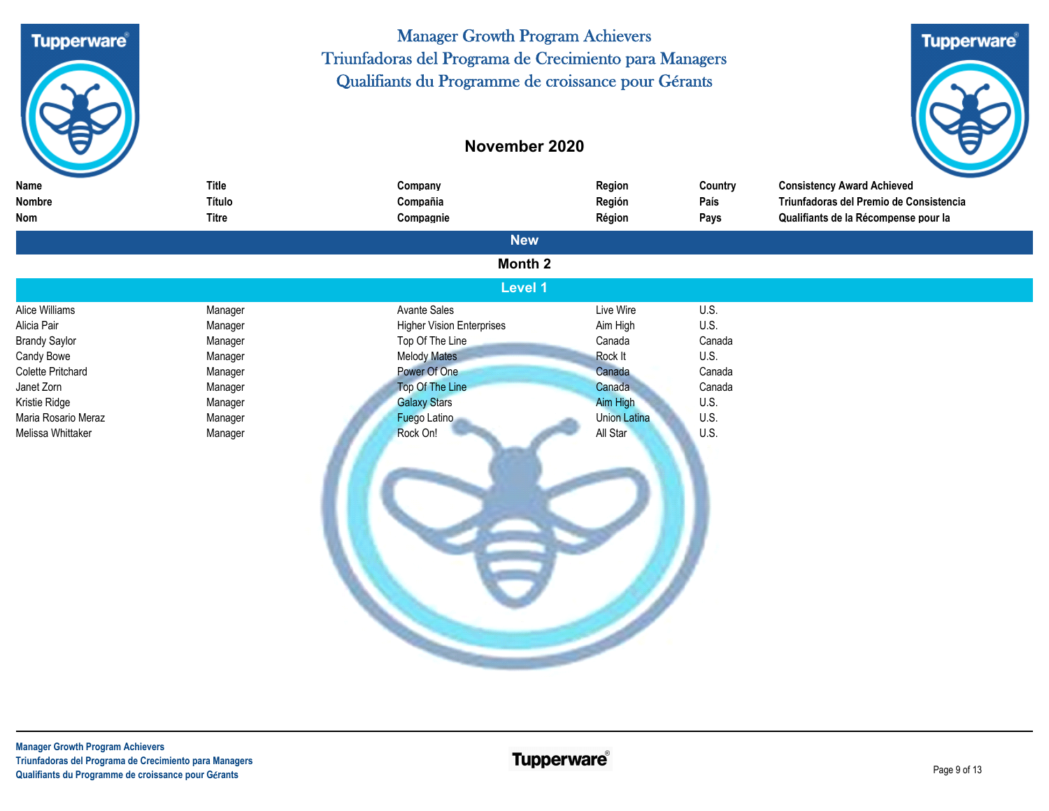# Manager Growth Program Achievers
# Triunfadoras del Programa de Crecimiento para Managers
# Qualifiants du Programme de croissance pour Gérants

## November 2020

| Name / Nombre / Nom | Title / Título / Titre | Company / Compañia / Compagnie | Region / Región / Région | Country / País / Pays | Consistency Award Achieved / Triunfadoras del Premio de Consistencia / Qualifiants de la Récompense pour la |
|---|---|---|---|---|---|
| **New** | | | | | |
| **Month 2** | | | | | |
| **Level 1** | | | | | |
| Alice Williams | Manager | Avante Sales | Live Wire | U.S. | |
| Alicia Pair | Manager | Higher Vision Enterprises | Aim High | U.S. | |
| Brandy Saylor | Manager | Top Of The Line | Canada | Canada | |
| Candy Bowe | Manager | Melody Mates | Rock It | U.S. | |
| Colette Pritchard | Manager | Power Of One | Canada | Canada | |
| Janet Zorn | Manager | Top Of The Line | Canada | Canada | |
| Kristie Ridge | Manager | Galaxy Stars | Aim High | U.S. | |
| Maria Rosario Meraz | Manager | Fuego Latino | Union Latina | U.S. | |
| Melissa Whittaker | Manager | Rock On! | All Star | U.S. | |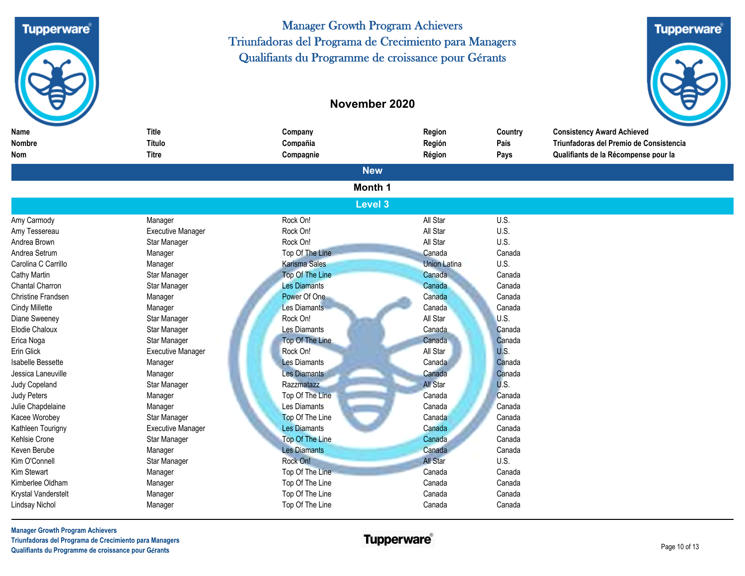# Manager Growth Program Achievers
# Triunfadoras del Programa de Crecimiento para Managers
# Qualifiants du Programme de croissance pour Gérants

## November 2020

| Name<br>Nombre<br>Nom | Title<br>Título<br>Titre | Company<br>Compañia<br>Compagnie | Region<br>Región<br>Région | Country<br>País<br>Pays | Consistency Award Achieved<br>Triunfadoras del Premio de Consistencia<br>Qualifiants de la Récompense pour la |
|---|---|---|---|---|---|
| **New** | | | | | |
| **Month 1** | | | | | |
| **Level 3** | | | | | |
| Amy Carmody | Manager | Rock On! | All Star | U.S. | |
| Amy Tessereau | Executive Manager | Rock On! | All Star | U.S. | |
| Andrea Brown | Star Manager | Rock On! | All Star | U.S. | |
| Andrea Setrum | Manager | Top Of The Line | Canada | Canada | |
| Carolina C Carrillo | Manager | Karisma Sales | Union Latina | U.S. | |
| Cathy Martin | Star Manager | Top Of The Line | Canada | Canada | |
| Chantal Charron | Star Manager | Les Diamants | Canada | Canada | |
| Christine Frandsen | Manager | Power Of One | Canada | Canada | |
| Cindy Millette | Manager | Les Diamants | Canada | Canada | |
| Diane Sweeney | Star Manager | Rock On! | All Star | U.S. | |
| Elodie Chaloux | Star Manager | Les Diamants | Canada | Canada | |
| Erica Noga | Star Manager | Top Of The Line | Canada | Canada | |
| Erin Glick | Executive Manager | Rock On! | All Star | U.S. | |
| Isabelle Bessette | Manager | Les Diamants | Canada | Canada | |
| Jessica Laneuville | Manager | Les Diamants | Canada | Canada | |
| Judy Copeland | Star Manager | Razzmatazz | All Star | U.S. | |
| Judy Peters | Manager | Top Of The Line | Canada | Canada | |
| Julie Chapdelaine | Manager | Les Diamants | Canada | Canada | |
| Kacee Worobey | Star Manager | Top Of The Line | Canada | Canada | |
| Kathleen Tourigny | Executive Manager | Les Diamants | Canada | Canada | |
| Kehlsie Crone | Star Manager | Top Of The Line | Canada | Canada | |
| Keven Berube | Manager | Les Diamants | Canada | Canada | |
| Kim O'Connell | Star Manager | Rock On! | All Star | U.S. | |
| Kim Stewart | Manager | Top Of The Line | Canada | Canada | |
| Kimberlee Oldham | Manager | Top Of The Line | Canada | Canada | |
| Krystal Vanderstelt | Manager | Top Of The Line | Canada | Canada | |
| Lindsay Nichol | Manager | Top Of The Line | Canada | Canada | |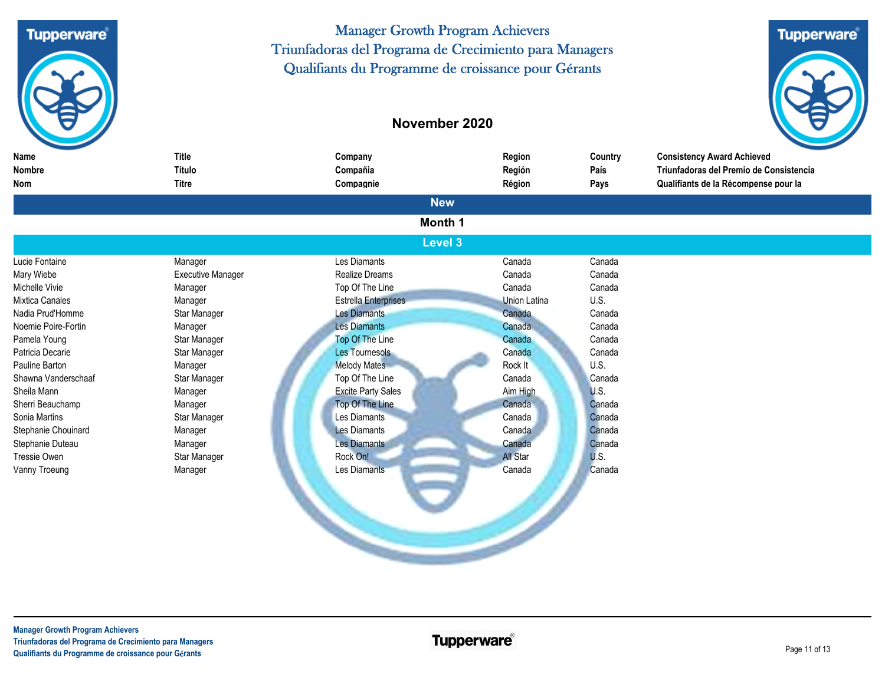# Manager Growth Program Achievers
# Triunfadoras del Programa de Crecimiento para Managers
# Qualifiants du Programme de croissance pour Gérants

## November 2020

| Name<br>Nombre<br>Nom | Title<br>Título<br>Titre | Company<br>Compañia<br>Compagnie | Region<br>Región<br>Région | Country<br>País<br>Pays | Consistency Award Achieved<br>Triunfadoras del Premio de Consistencia<br>Qualifiants de la Récompense pour la |
|---|---|---|---|---|---|
| **New** | | | | | |
| **Month 1** | | | | | |
| **Level 3** | | | | | |
| Lucie Fontaine | Manager | Les Diamants | Canada | Canada | |
| Mary Wiebe | Executive Manager | Realize Dreams | Canada | Canada | |
| Michelle Vivie | Manager | Top Of The Line | Canada | Canada | |
| Mixtica Canales | Manager | Estrella Enterprises | Union Latina | U.S. | |
| Nadia Prud'Homme | Star Manager | Les Diamants | Canada | Canada | |
| Noemie Poire-Fortin | Manager | Les Diamants | Canada | Canada | |
| Pamela Young | Star Manager | Top Of The Line | Canada | Canada | |
| Patricia Decarie | Star Manager | Les Tournesols | Canada | Canada | |
| Pauline Barton | Manager | Melody Mates | Rock It | U.S. | |
| Shawna Vanderschaaf | Star Manager | Top Of The Line | Canada | Canada | |
| Sheila Mann | Manager | Excite Party Sales | Aim High | U.S. | |
| Sherri Beauchamp | Manager | Top Of The Line | Canada | Canada | |
| Sonia Martins | Star Manager | Les Diamants | Canada | Canada | |
| Stephanie Chouinard | Manager | Les Diamants | Canada | Canada | |
| Stephanie Duteau | Manager | Les Diamants | Canada | Canada | |
| Tressie Owen | Star Manager | Rock On! | All Star | U.S. | |
| Vanny Troeung | Manager | Les Diamants | Canada | Canada | |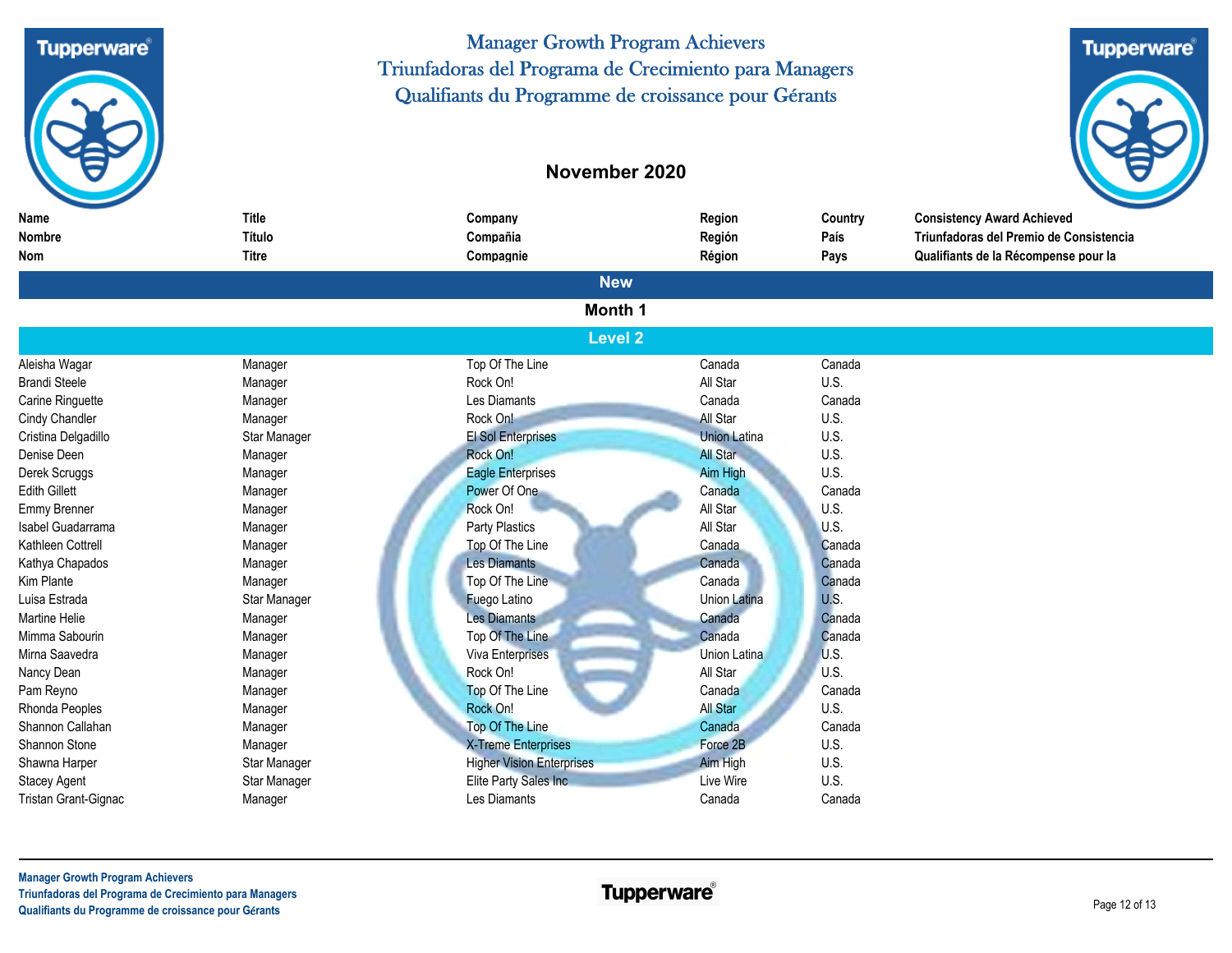# Manager Growth Program Achievers
# Triunfadoras del Programa de Crecimiento para Managers
# Qualifiants du Programme de croissance pour Gérants

## November 2020

| Name<br>Nombre<br>Nom | Title<br>Título<br>Titre | Company<br>Compañia<br>Compagnie | Region<br>Región<br>Région | Country<br>País<br>Pays | Consistency Award Achieved<br>Triunfadoras del Premio de Consistencia<br>Qualifiants de la Récompense pour la |
|---|---|---|---|---|---|
| **New** | | | | | |
| **Month 1** | | | | | |
| **Level 2** | | | | | |
| Aleisha Wagar | Manager | Top Of The Line | Canada | Canada | |
| Brandi Steele | Manager | Rock On! | All Star | U.S. | |
| Carine Ringuette | Manager | Les Diamants | Canada | Canada | |
| Cindy Chandler | Manager | Rock On! | All Star | U.S. | |
| Cristina Delgadillo | Star Manager | El Sol Enterprises | Union Latina | U.S. | |
| Denise Deen | Manager | Rock On! | All Star | U.S. | |
| Derek Scruggs | Manager | Eagle Enterprises | Aim High | U.S. | |
| Edith Gillett | Manager | Power Of One | Canada | Canada | |
| Emmy Brenner | Manager | Rock On! | All Star | U.S. | |
| Isabel Guadarrama | Manager | Party Plastics | All Star | U.S. | |
| Kathleen Cottrell | Manager | Top Of The Line | Canada | Canada | |
| Kathya Chapados | Manager | Les Diamants | Canada | Canada | |
| Kim Plante | Manager | Top Of The Line | Canada | Canada | |
| Luisa Estrada | Star Manager | Fuego Latino | Union Latina | U.S. | |
| Martine Helie | Manager | Les Diamants | Canada | Canada | |
| Mimma Sabourin | Manager | Top Of The Line | Canada | Canada | |
| Mirna Saavedra | Manager | Viva Enterprises | Union Latina | U.S. | |
| Nancy Dean | Manager | Rock On! | All Star | U.S. | |
| Pam Reyno | Manager | Top Of The Line | Canada | Canada | |
| Rhonda Peoples | Manager | Rock On! | All Star | U.S. | |
| Shannon Callahan | Manager | Top Of The Line | Canada | Canada | |
| Shannon Stone | Manager | X-Treme Enterprises | Force 2B | U.S. | |
| Shawna Harper | Star Manager | Higher Vision Enterprises | Aim High | U.S. | |
| Stacey Agent | Star Manager | Elite Party Sales Inc | Live Wire | U.S. | |
| Tristan Grant-Gignac | Manager | Les Diamants | Canada | Canada | |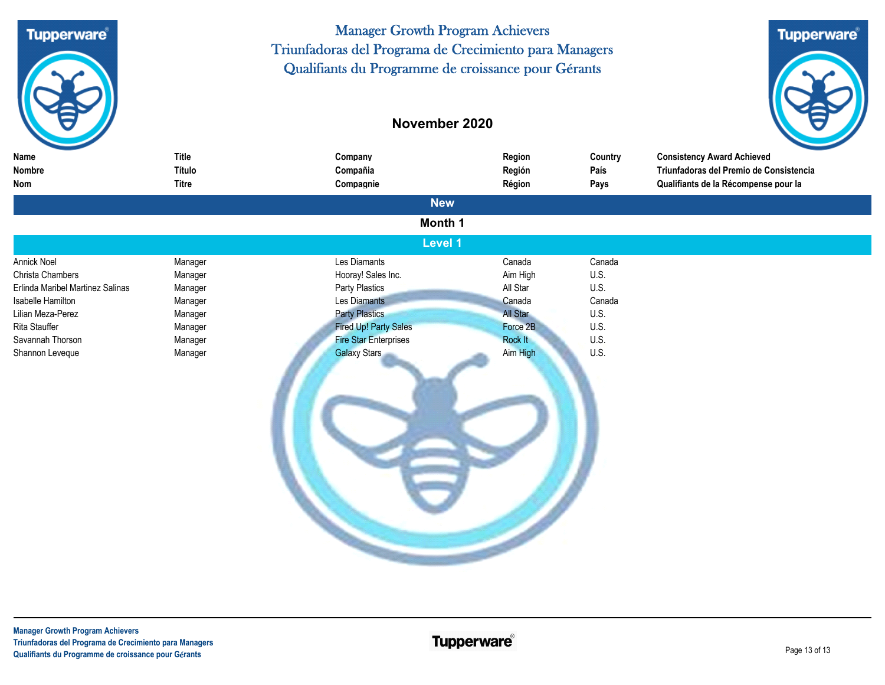# Manager Growth Program Achievers
# Triunfadoras del Programa de Crecimiento para Managers
# Qualifiants du Programme de croissance pour Gérants

## November 2020

| Name<br>Nombre<br>Nom | Title<br>Título<br>Titre | Company<br>Compañia<br>Compagnie | Region<br>Región<br>Région | Country<br>País<br>Pays | Consistency Award Achieved<br>Triunfadoras del Premio de Consistencia<br>Qualifiants de la Récompense pour la |
|---|---|---|---|---|---|
| **New** | | | | | |
| **Month 1** | | | | | |
| **Level 1** | | | | | |
| Annick Noel | Manager | Les Diamants | Canada | Canada | |
| Christa Chambers | Manager | Hooray! Sales Inc. | Aim High | U.S. | |
| Erlinda Maribel Martinez Salinas | Manager | Party Plastics | All Star | U.S. | |
| Isabelle Hamilton | Manager | Les Diamants | Canada | Canada | |
| Lilian Meza-Perez | Manager | Party Plastics | All Star | U.S. | |
| Rita Stauffer | Manager | Fired Up! Party Sales | Force 2B | U.S. | |
| Savannah Thorson | Manager | Fire Star Enterprises | Rock It | U.S. | |
| Shannon Leveque | Manager | Galaxy Stars | Aim High | U.S. | |